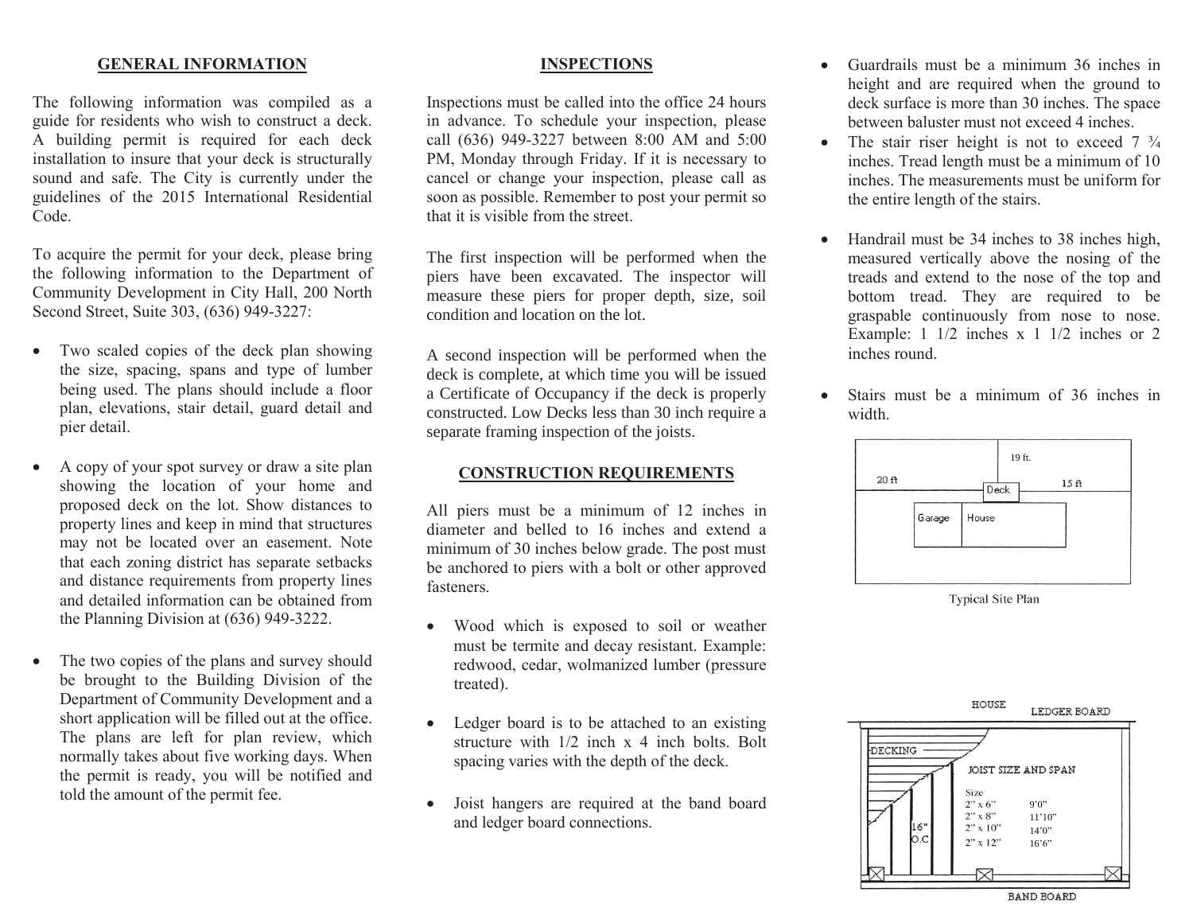## GENERAL INFORMATION

The following information was compiled as a guide for residents who wish to construct a deck. A building permit is required for each deck installation to insure that your deck is structurally sound and safe. The City is currently under the guidelines of the 2015 International Residential Code.

To acquire the permit for your deck, please bring the following information to the Department of Community Development in City Hall, 200 North Second Street, Suite 303, (636) 949-3227:

- Two scaled copies of the deck plan showing the size, spacing, spans and type of lumber being used. The plans should include a floor plan, elevations, stair detail, guard detail and pier detail.
- A copy of your spot survey or draw a site plan showing the location of your home and proposed deck on the lot. Show distances to property lines and keep in mind that structures may not be located over an easement. Note that each zoning district has separate setbacks and distance requirements from property lines and detailed information can be obtained from the Planning Division at (636) 949-3222.
- The two copies of the plans and survey should be brought to the Building Division of the Department of Community Development and a short application will be filled out at the office. The plans are left for plan review, which normally takes about five working days. When the permit is ready, you will be notified and told the amount of the permit fee.

## INSPECTIONS

Inspections must be called into the office 24 hours in advance. To schedule your inspection, please call (636) 949-3227 between 8:00 AM and 5:00 PM, Monday through Friday. If it is necessary to cancel or change your inspection, please call as soon as possible. Remember to post your permit so that it is visible from the street.

The first inspection will be performed when the piers have been excavated. The inspector will measure these piers for proper depth, size, soil condition and location on the lot.

A second inspection will be performed when the deck is complete, at which time you will be issued a Certificate of Occupancy if the deck is properly constructed. Low Decks less than 30 inch require a separate framing inspection of the joists.

## CONSTRUCTION REQUIREMENTS

All piers must be a minimum of 12 inches in diameter and belled to 16 inches and extend a minimum of 30 inches below grade. The post must be anchored to piers with a bolt or other approved fasteners.

- Wood which is exposed to soil or weather must be termite and decay resistant. Example: redwood, cedar, wolmanized lumber (pressure treated).
- Ledger board is to be attached to an existing structure with 1/2 inch x 4 inch bolts. Bolt spacing varies with the depth of the deck.
- Joist hangers are required at the band board and ledger board connections.
- Guardrails must be a minimum 36 inches in height and are required when the ground to deck surface is more than 30 inches. The space between baluster must not exceed 4 inches.
- The stair riser height is not to exceed 7 ¾ inches. Tread length must be a minimum of 10 inches. The measurements must be uniform for the entire length of the stairs.
- Handrail must be 34 inches to 38 inches high, measured vertically above the nosing of the treads and extend to the nose of the top and bottom tread. They are required to be graspable continuously from nose to nose. Example: 1 1/2 inches x 1 1/2 inches or 2 inches round.
- Stairs must be a minimum of 36 inches in width.

19 ft.
20 ft — Deck — 15 ft
Garage — House

Typical Site Plan

HOUSE — LEDGER BOARD

DECKING

16" O.C

JOIST SIZE AND SPAN

| Size | |
|---|---|
| 2" x 6" | 9'0" |
| 2" x 8" | 11'10" |
| 2" x 10" | 14'0" |
| 2" x 12" | 16'6" |

BAND BOARD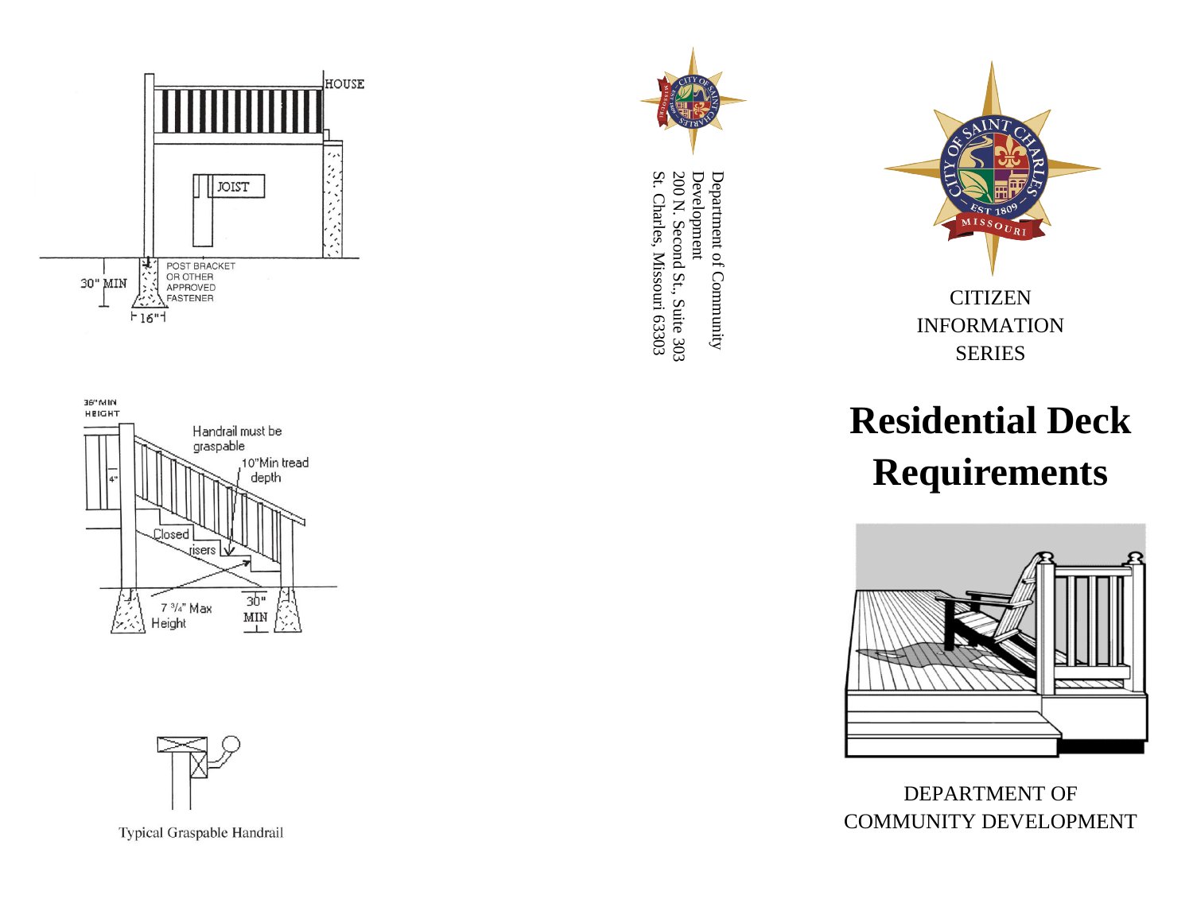HOUSE

JOIST

30" MIN

POST BRACKET OR OTHER APPROVED FASTENER

16"

36" MIN HEIGHT

Handrail must be graspable

4"

10"Min tread depth

Closed risers

7 ¾" Max Height

30" MIN

Typical Graspable Handrail

Department of Community Development
200 N. Second St., Suite 303
St. Charles, Missouri 63303

CITIZEN INFORMATION SERIES

# Residential Deck Requirements

DEPARTMENT OF COMMUNITY DEVELOPMENT